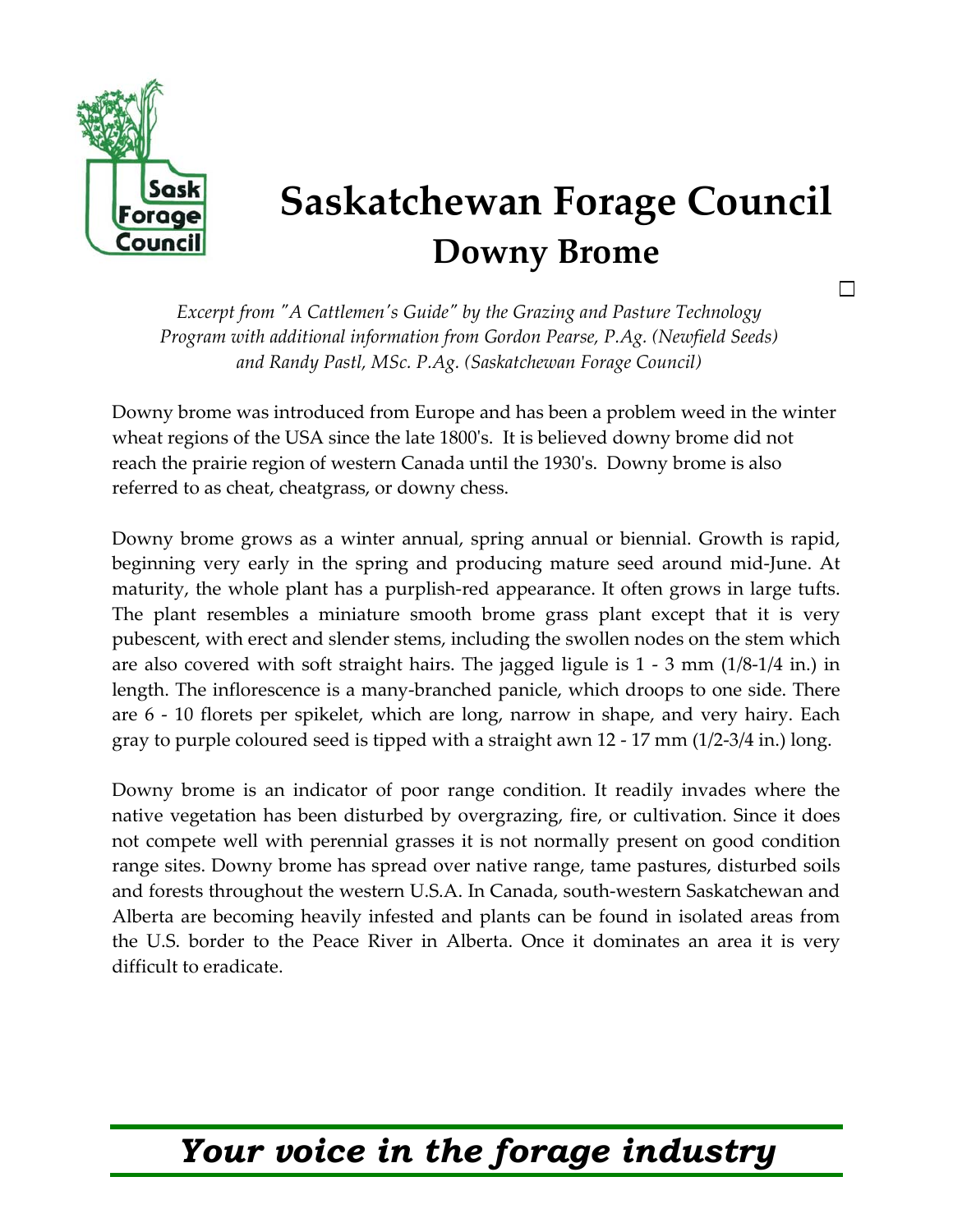# Saskatchewan Forage Council

## Downy Brome

*Excerpt from "A Cattlemen's Guide" by the Grazing and Pasture Technology Program with additional information from Gordon Pearse, P.Ag. (Newfield Seeds) and Randy Pastl, MSc. P.Ag. (Saskatchewan Forage Council)*

Downy brome was introduced from Europe and has been a problem weed in the winter wheat regions of the USA since the late 1800's. It is believed downy brome did not reach the prairie region of western Canada until the 1930's. Downy brome is also referred to as cheat, cheatgrass, or downy chess.

Downy brome grows as a winter annual, spring annual or biennial. Growth is rapid, beginning very early in the spring and producing mature seed around mid-June. At maturity, the whole plant has a purplish-red appearance. It often grows in large tufts. The plant resembles a miniature smooth brome grass plant except that it is very pubescent, with erect and slender stems, including the swollen nodes on the stem which are also covered with soft straight hairs. The jagged ligule is 1 - 3 mm (1/8-1/4 in.) in length. The inflorescence is a many-branched panicle, which droops to one side. There are 6 - 10 florets per spikelet, which are long, narrow in shape, and very hairy. Each gray to purple coloured seed is tipped with a straight awn 12 - 17 mm (1/2-3/4 in.) long.

Downy brome is an indicator of poor range condition. It readily invades where the native vegetation has been disturbed by overgrazing, fire, or cultivation. Since it does not compete well with perennial grasses it is not normally present on good condition range sites. Downy brome has spread over native range, tame pastures, disturbed soils and forests throughout the western U.S.A. In Canada, south-western Saskatchewan and Alberta are becoming heavily infested and plants can be found in isolated areas from the U.S. border to the Peace River in Alberta. Once it dominates an area it is very difficult to eradicate.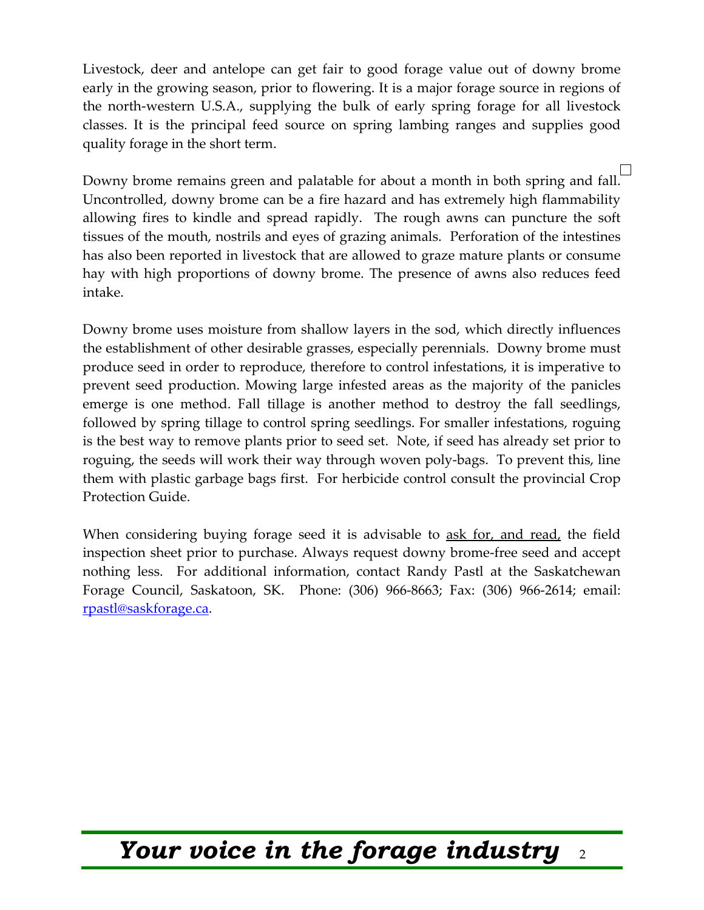Livestock, deer and antelope can get fair to good forage value out of downy brome early in the growing season, prior to flowering. It is a major forage source in regions of the north-western U.S.A., supplying the bulk of early spring forage for all livestock classes. It is the principal feed source on spring lambing ranges and supplies good quality forage in the short term.

Downy brome remains green and palatable for about a month in both spring and fall. Uncontrolled, downy brome can be a fire hazard and has extremely high flammability allowing fires to kindle and spread rapidly. The rough awns can puncture the soft tissues of the mouth, nostrils and eyes of grazing animals. Perforation of the intestines has also been reported in livestock that are allowed to graze mature plants or consume hay with high proportions of downy brome. The presence of awns also reduces feed intake.

Downy brome uses moisture from shallow layers in the sod, which directly influences the establishment of other desirable grasses, especially perennials. Downy brome must produce seed in order to reproduce, therefore to control infestations, it is imperative to prevent seed production. Mowing large infested areas as the majority of the panicles emerge is one method. Fall tillage is another method to destroy the fall seedlings, followed by spring tillage to control spring seedlings. For smaller infestations, roguing is the best way to remove plants prior to seed set. Note, if seed has already set prior to roguing, the seeds will work their way through woven poly-bags. To prevent this, line them with plastic garbage bags first. For herbicide control consult the provincial Crop Protection Guide.

When considering buying forage seed it is advisable to <u>ask for, and read,</u> the field inspection sheet prior to purchase. Always request downy brome-free seed and accept nothing less. For additional information, contact Randy Pastl at the Saskatchewan Forage Council, Saskatoon, SK. Phone: (306) 966-8663; Fax: (306) 966-2614; email: rpastl@saskforage.ca.